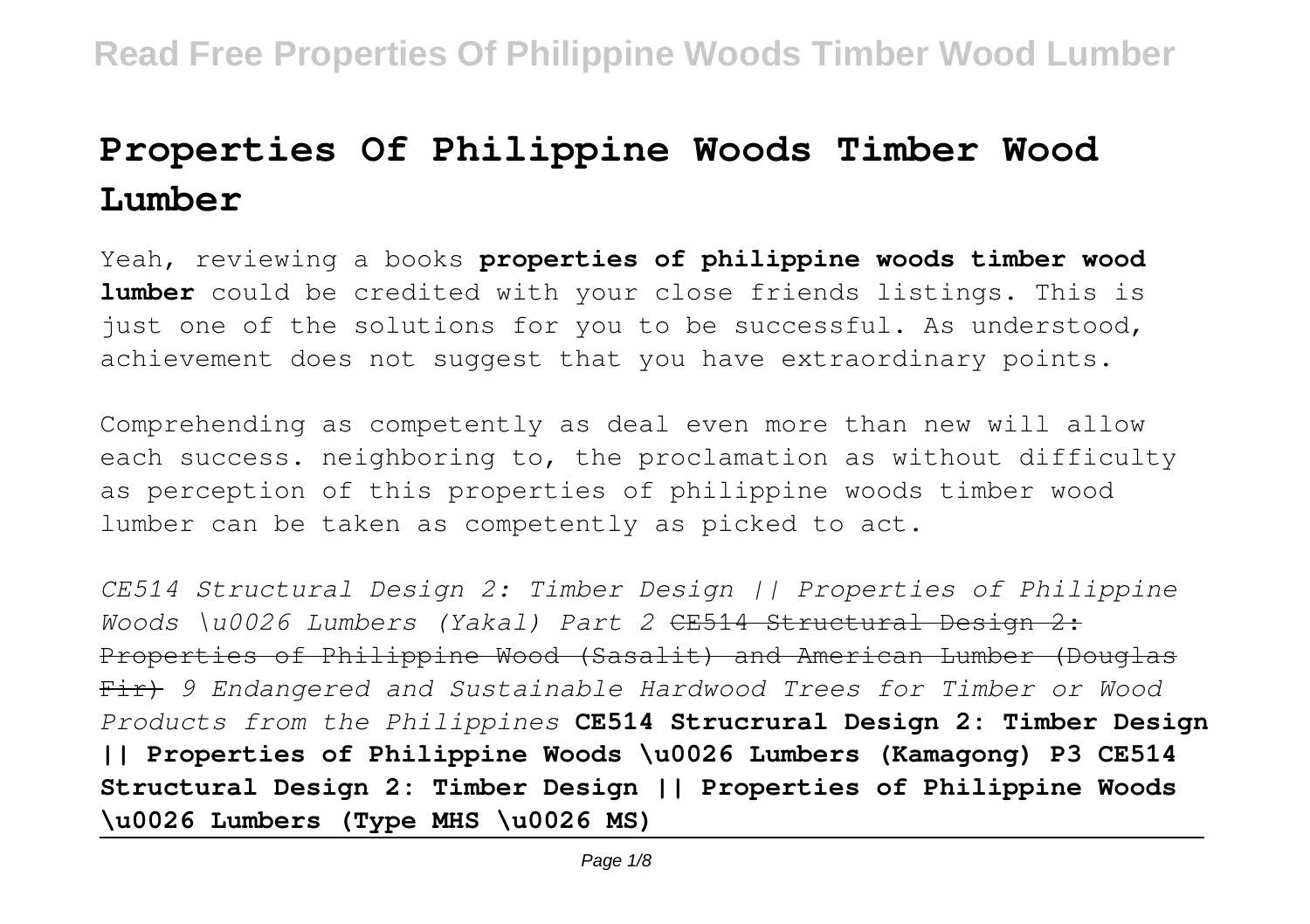# Properties Of Philippine Woods Timber Wood Lumber

Yeah, reviewing a books **properties of philippine woods timber wood lumber** could be credited with your close friends listings. This is just one of the solutions for you to be successful. As understood, achievement does not suggest that you have extraordinary points.

Comprehending as competently as deal even more than new will allow each success. neighboring to, the proclamation as without difficulty as perception of this properties of philippine woods timber wood lumber can be taken as competently as picked to act.

*CE514 Structural Design 2: Timber Design || Properties of Philippine Woods \u0026 Lumbers (Yakal) Part 2* ~~CE514 Structural Design 2: Properties of Philippine Wood (Sasalit) and American Lumber (Douglas Fir)~~ *9 Endangered and Sustainable Hardwood Trees for Timber or Wood Products from the Philippines* **CE514 Strucrural Design 2: Timber Design || Properties of Philippine Woods \u0026 Lumbers (Kamagong) P3 CE514 Structural Design 2: Timber Design || Properties of Philippine Woods \u0026 Lumbers (Type MHS \u0026 MS)**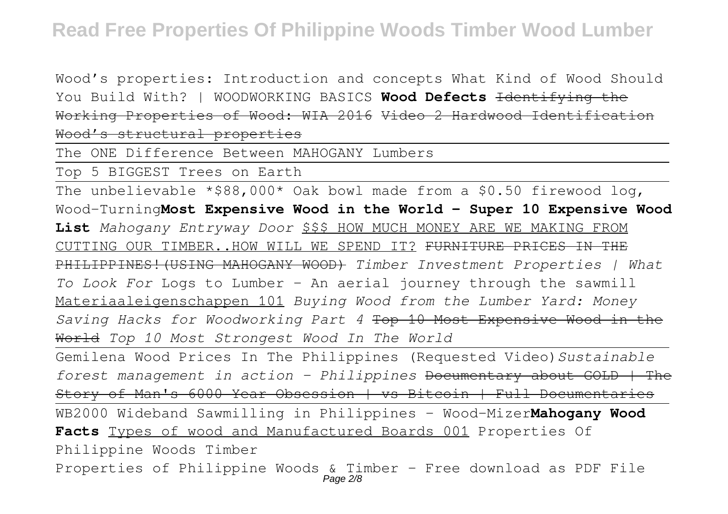Wood's properties: Introduction and concepts What Kind of Wood Should You Build With? | WOODWORKING BASICS **Wood Defects** ~~Identifying the Working Properties of Wood: WIA 2016~~ ~~Video 2 Hardwood Identification~~ ~~Wood's structural properties~~

The ONE Difference Between MAHOGANY Lumbers

Top 5 BIGGEST Trees on Earth

The unbelievable *$88,000* Oak bowl made from a $0.50 firewood log, Wood-Turning**Most Expensive Wood in the World - Super 10 Expensive Wood List** *Mahogany Entryway Door* $$$ HOW MUCH MONEY ARE WE MAKING FROM CUTTING OUR TIMBER..HOW WILL WE SPEND IT? ~~FURNITURE PRICES IN THE PHILIPPINES!(USING MAHOGANY WOOD)~~ *Timber Investment Properties | What To Look For* Logs to Lumber - An aerial journey through the sawmill Materiaaleigenschappen 101 *Buying Wood from the Lumber Yard: Money Saving Hacks for Woodworking Part 4* ~~Top 10 Most Expensive Wood in the World~~ *Top 10 Most Strongest Wood In The World*

Gemilena Wood Prices In The Philippines (Requested Video)*Sustainable forest management in action - Philippines* ~~Documentary about GOLD | The Story of Man's 6000 Year Obsession | vs Bitcoin | Full Documentaries~~

WB2000 Wideband Sawmilling in Philippines - Wood-Mizer**Mahogany Wood Facts** Types of wood and Manufactured Boards 001 Properties Of Philippine Woods Timber

Properties of Philippine Woods & Timber - Free download as PDF File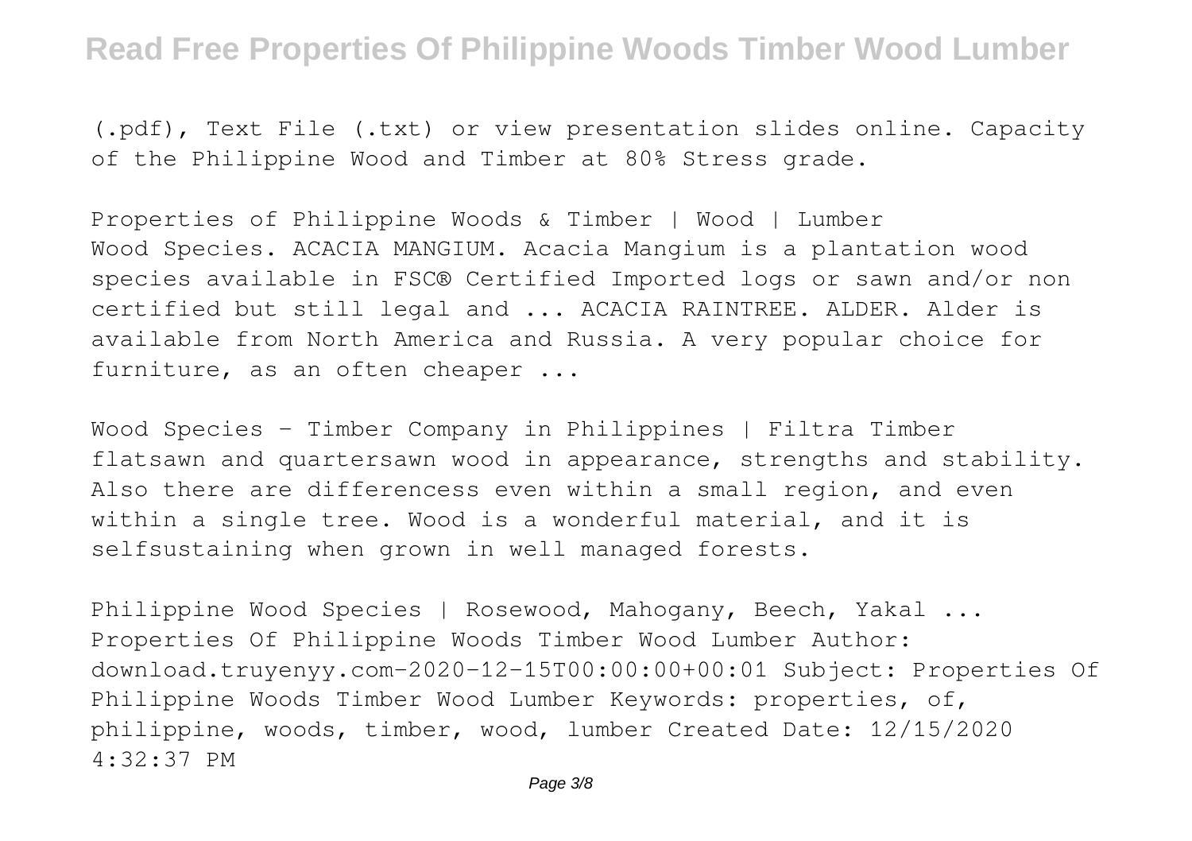(.pdf), Text File (.txt) or view presentation slides online. Capacity of the Philippine Wood and Timber at 80% Stress grade.

Properties of Philippine Woods & Timber | Wood | Lumber
Wood Species. ACACIA MANGIUM. Acacia Mangium is a plantation wood species available in FSC® Certified Imported logs or sawn and/or non certified but still legal and ... ACACIA RAINTREE. ALDER. Alder is available from North America and Russia. A very popular choice for furniture, as an often cheaper ...

Wood Species - Timber Company in Philippines | Filtra Timber
flatsawn and quartersawn wood in appearance, strengths and stability. Also there are differencess even within a small region, and even within a single tree. Wood is a wonderful material, and it is selfsustaining when grown in well managed forests.

Philippine Wood Species | Rosewood, Mahogany, Beech, Yakal ...
Properties Of Philippine Woods Timber Wood Lumber Author: download.truyenyy.com-2020-12-15T00:00:00+00:01 Subject: Properties Of Philippine Woods Timber Wood Lumber Keywords: properties, of, philippine, woods, timber, wood, lumber Created Date: 12/15/2020 4:32:37 PM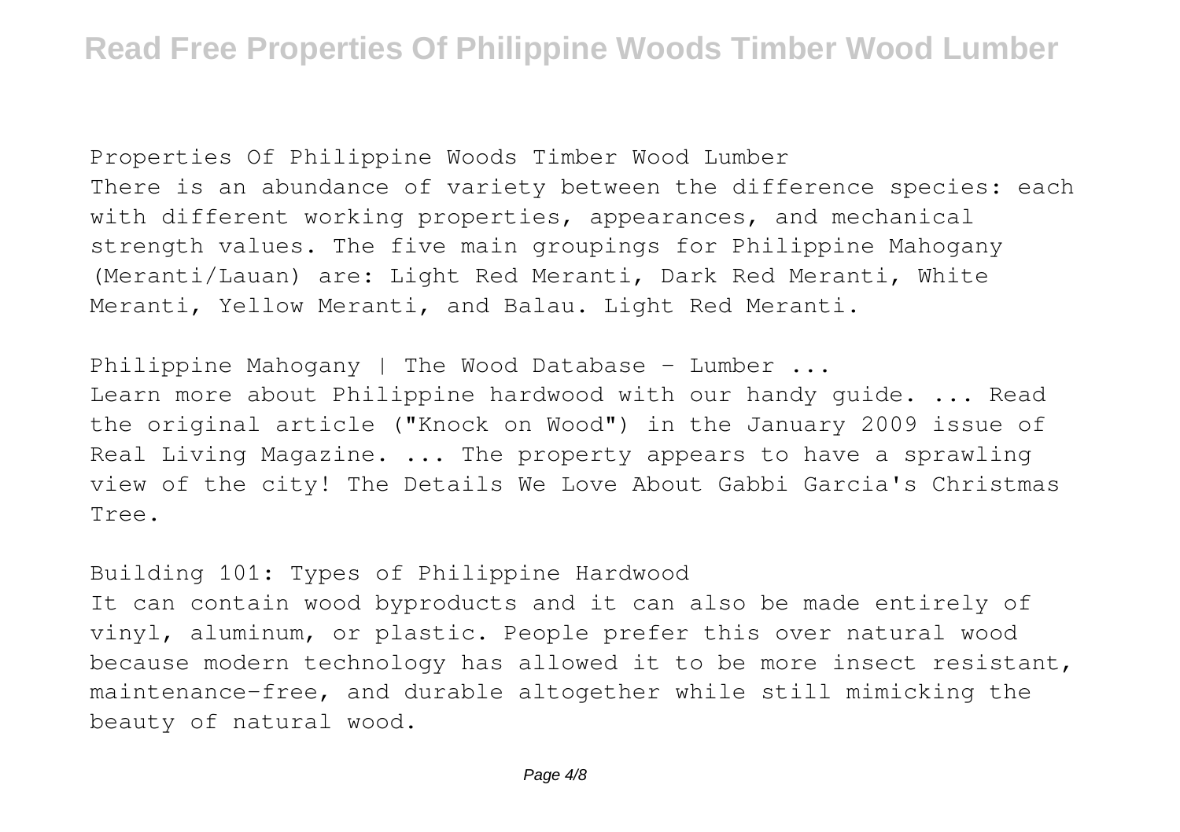Properties Of Philippine Woods Timber Wood Lumber
There is an abundance of variety between the difference species: each with different working properties, appearances, and mechanical strength values. The five main groupings for Philippine Mahogany (Meranti/Lauan) are: Light Red Meranti, Dark Red Meranti, White Meranti, Yellow Meranti, and Balau. Light Red Meranti.

Philippine Mahogany | The Wood Database - Lumber ...
Learn more about Philippine hardwood with our handy guide. ... Read the original article ("Knock on Wood") in the January 2009 issue of Real Living Magazine. ... The property appears to have a sprawling view of the city! The Details We Love About Gabbi Garcia's Christmas Tree.

Building 101: Types of Philippine Hardwood
It can contain wood byproducts and it can also be made entirely of vinyl, aluminum, or plastic. People prefer this over natural wood because modern technology has allowed it to be more insect resistant, maintenance-free, and durable altogether while still mimicking the beauty of natural wood.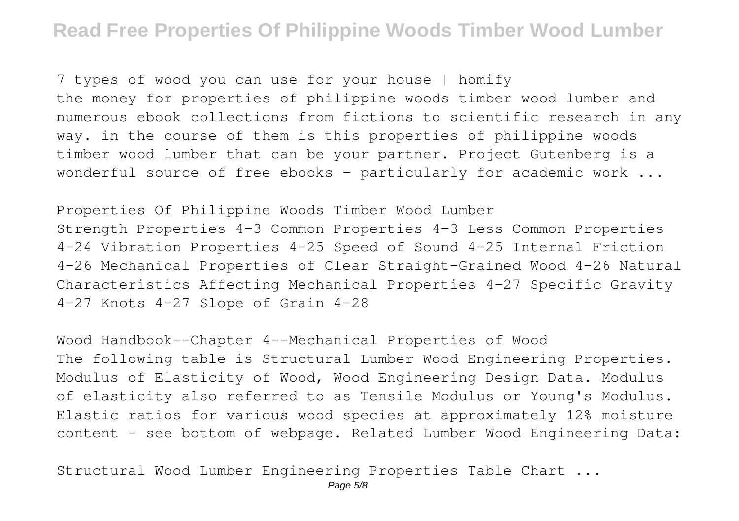7 types of wood you can use for your house | homify
the money for properties of philippine woods timber wood lumber and numerous ebook collections from fictions to scientific research in any way. in the course of them is this properties of philippine woods timber wood lumber that can be your partner. Project Gutenberg is a wonderful source of free ebooks – particularly for academic work ...

Properties Of Philippine Woods Timber Wood Lumber
Strength Properties 4–3 Common Properties 4–3 Less Common Properties 4–24 Vibration Properties 4–25 Speed of Sound 4–25 Internal Friction 4–26 Mechanical Properties of Clear Straight-Grained Wood 4–26 Natural Characteristics Affecting Mechanical Properties 4–27 Specific Gravity 4–27 Knots 4–27 Slope of Grain 4–28

Wood Handbook--Chapter 4--Mechanical Properties of Wood
The following table is Structural Lumber Wood Engineering Properties. Modulus of Elasticity of Wood, Wood Engineering Design Data. Modulus of elasticity also referred to as Tensile Modulus or Young's Modulus. Elastic ratios for various wood species at approximately 12% moisture content - see bottom of webpage. Related Lumber Wood Engineering Data:

Structural Wood Lumber Engineering Properties Table Chart ...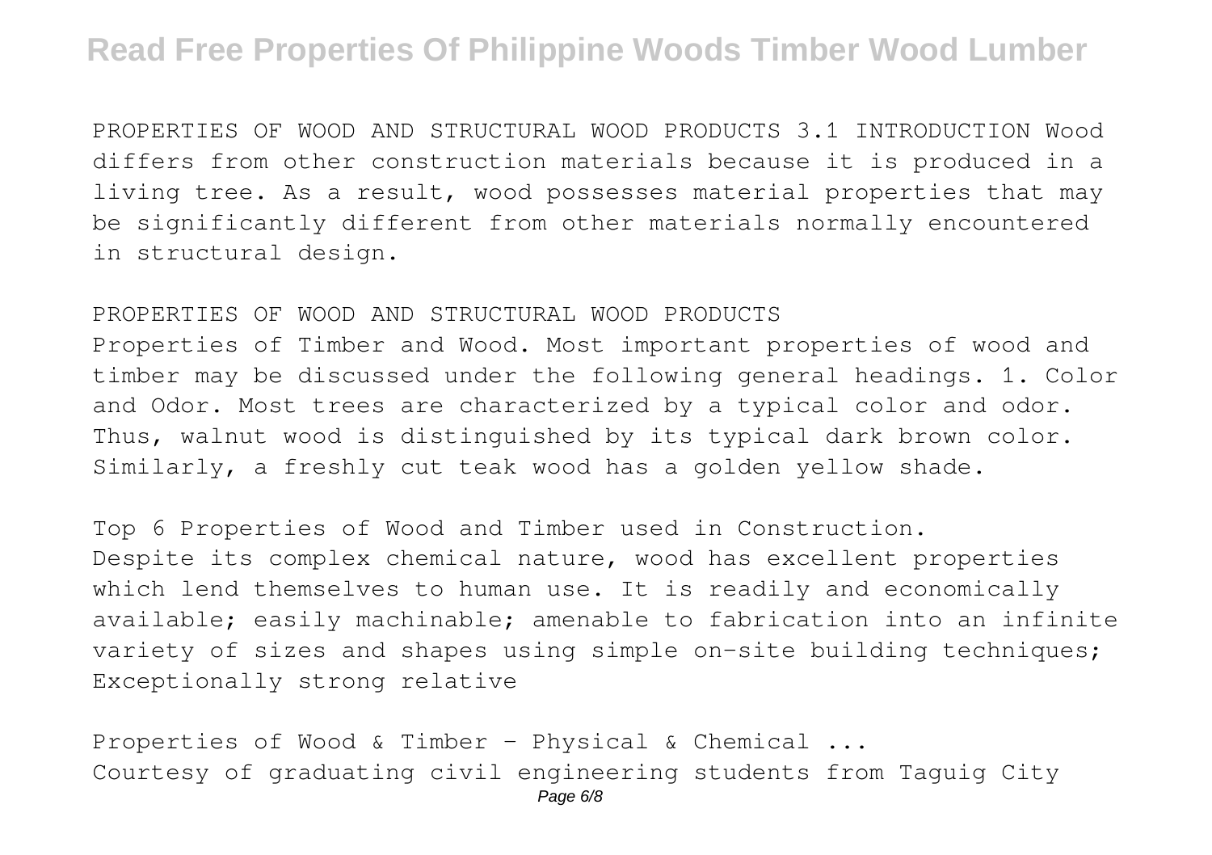PROPERTIES OF WOOD AND STRUCTURAL WOOD PRODUCTS 3.1 INTRODUCTION Wood differs from other construction materials because it is produced in a living tree. As a result, wood possesses material properties that may be significantly different from other materials normally encountered in structural design.

PROPERTIES OF WOOD AND STRUCTURAL WOOD PRODUCTS

Properties of Timber and Wood. Most important properties of wood and timber may be discussed under the following general headings. 1. Color and Odor. Most trees are characterized by a typical color and odor. Thus, walnut wood is distinguished by its typical dark brown color. Similarly, a freshly cut teak wood has a golden yellow shade.

Top 6 Properties of Wood and Timber used in Construction.

Despite its complex chemical nature, wood has excellent properties which lend themselves to human use. It is readily and economically available; easily machinable; amenable to fabrication into an infinite variety of sizes and shapes using simple on-site building techniques; Exceptionally strong relative

Properties of Wood & Timber - Physical & Chemical ...

Courtesy of graduating civil engineering students from Taguig City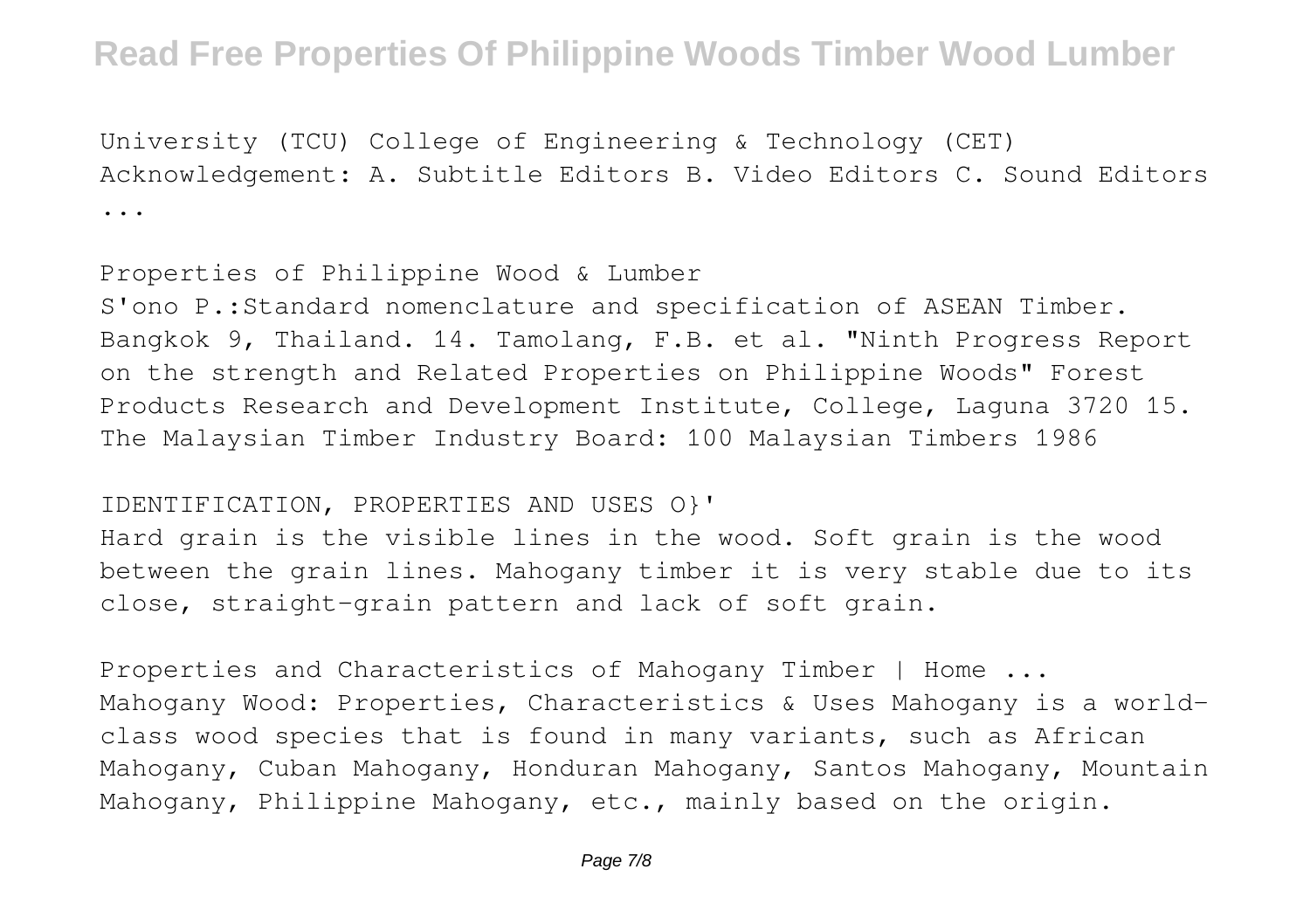University (TCU) College of Engineering & Technology (CET) Acknowledgement: A. Subtitle Editors B. Video Editors C. Sound Editors ...

Properties of Philippine Wood & Lumber

S'ono P.:Standard nomenclature and specification of ASEAN Timber. Bangkok 9, Thailand. 14. Tamolang, F.B. et al. "Ninth Progress Report on the strength and Related Properties on Philippine Woods" Forest Products Research and Development Institute, College, Laguna 3720 15. The Malaysian Timber Industry Board: 100 Malaysian Timbers 1986

IDENTIFICATION, PROPERTIES AND USES O}'

Hard grain is the visible lines in the wood. Soft grain is the wood between the grain lines. Mahogany timber it is very stable due to its close, straight-grain pattern and lack of soft grain.

Properties and Characteristics of Mahogany Timber | Home ...

Mahogany Wood: Properties, Characteristics & Uses Mahogany is a world-class wood species that is found in many variants, such as African Mahogany, Cuban Mahogany, Honduran Mahogany, Santos Mahogany, Mountain Mahogany, Philippine Mahogany, etc., mainly based on the origin.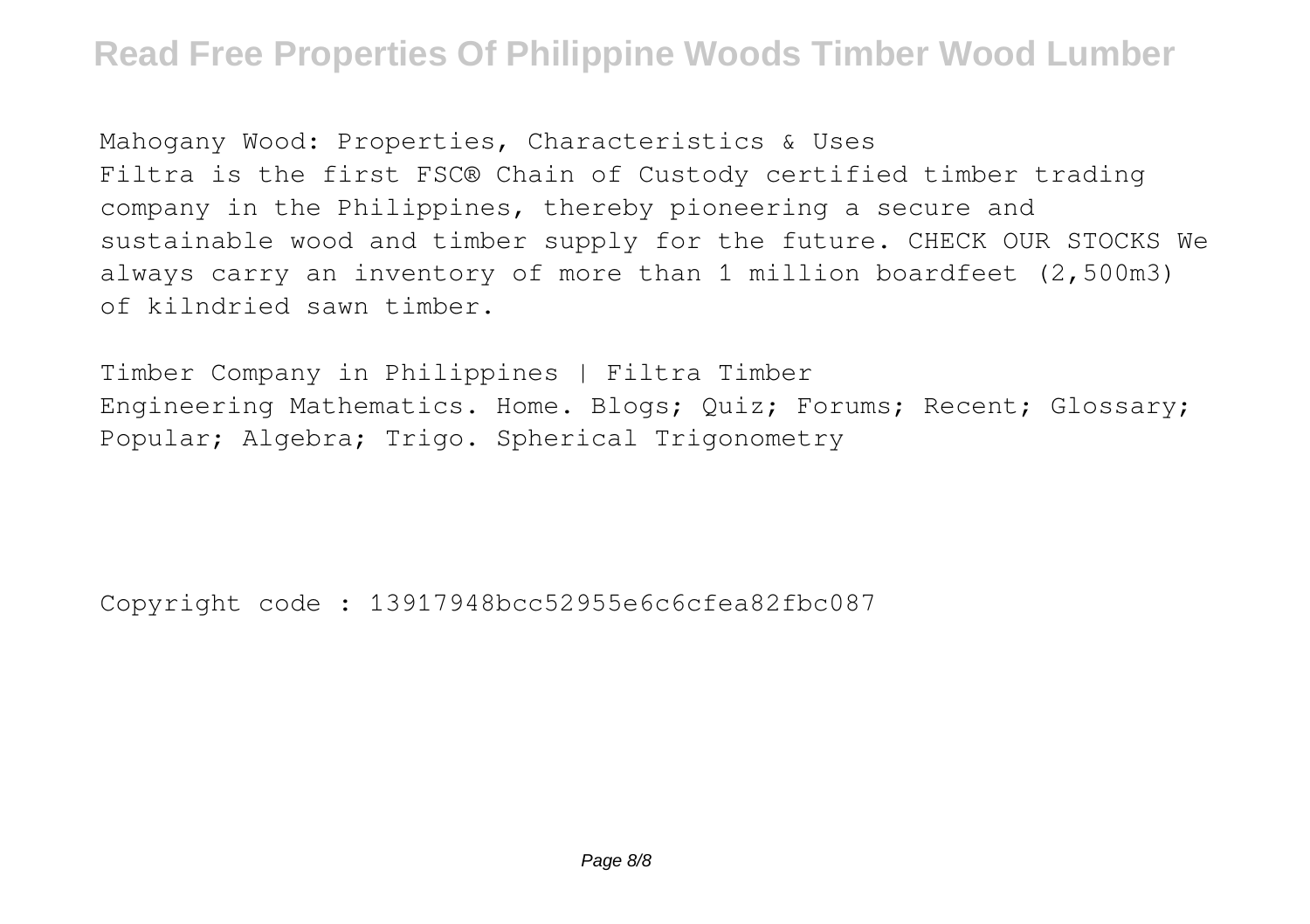Mahogany Wood: Properties, Characteristics & Uses
Filtra is the first FSC® Chain of Custody certified timber trading company in the Philippines, thereby pioneering a secure and sustainable wood and timber supply for the future. CHECK OUR STOCKS We always carry an inventory of more than 1 million boardfeet (2,500m3) of kilndried sawn timber.

Timber Company in Philippines | Filtra Timber
Engineering Mathematics. Home. Blogs; Quiz; Forums; Recent; Glossary; Popular; Algebra; Trigo. Spherical Trigonometry

Copyright code : 13917948bcc52955e6c6cfea82fbc087